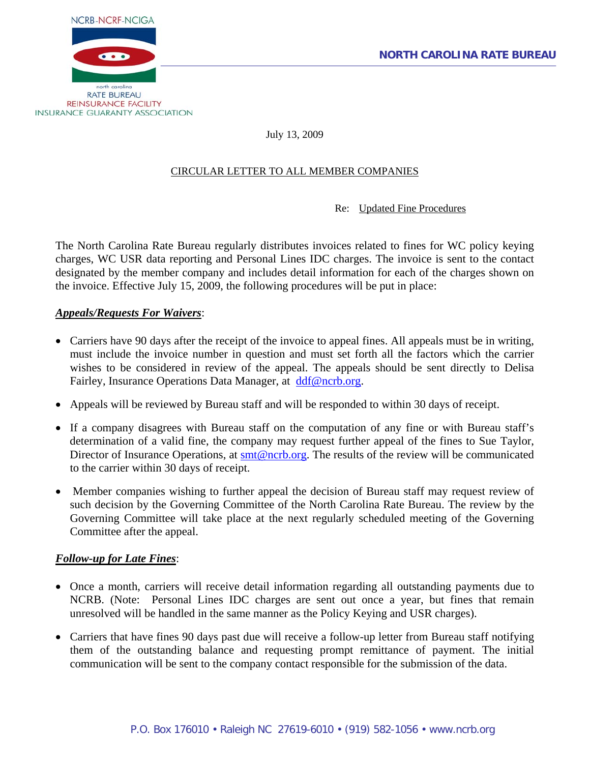NCRB-NCRF-NCIGA

north carolina
RATE BUREAU
REINSURANCE FACILITY
INSURANCE GUARANTY ASSOCIATION

**NORTH CAROLINA RATE BUREAU**

July 13, 2009

CIRCULAR LETTER TO ALL MEMBER COMPANIES

Re: Updated Fine Procedures

The North Carolina Rate Bureau regularly distributes invoices related to fines for WC policy keying charges, WC USR data reporting and Personal Lines IDC charges. The invoice is sent to the contact designated by the member company and includes detail information for each of the charges shown on the invoice. Effective July 15, 2009, the following procedures will be put in place:

***Appeals/Requests For Waivers***:

- Carriers have 90 days after the receipt of the invoice to appeal fines. All appeals must be in writing, must include the invoice number in question and must set forth all the factors which the carrier wishes to be considered in review of the appeal. The appeals should be sent directly to Delisa Fairley, Insurance Operations Data Manager, at ddf@ncrb.org.
- Appeals will be reviewed by Bureau staff and will be responded to within 30 days of receipt.
- If a company disagrees with Bureau staff on the computation of any fine or with Bureau staff's determination of a valid fine, the company may request further appeal of the fines to Sue Taylor, Director of Insurance Operations, at smt@ncrb.org. The results of the review will be communicated to the carrier within 30 days of receipt.
- Member companies wishing to further appeal the decision of Bureau staff may request review of such decision by the Governing Committee of the North Carolina Rate Bureau. The review by the Governing Committee will take place at the next regularly scheduled meeting of the Governing Committee after the appeal.

***Follow-up for Late Fines***:

- Once a month, carriers will receive detail information regarding all outstanding payments due to NCRB. (Note: Personal Lines IDC charges are sent out once a year, but fines that remain unresolved will be handled in the same manner as the Policy Keying and USR charges).
- Carriers that have fines 90 days past due will receive a follow-up letter from Bureau staff notifying them of the outstanding balance and requesting prompt remittance of payment. The initial communication will be sent to the company contact responsible for the submission of the data.

P.O. Box 176010 • Raleigh NC 27619-6010 • (919) 582-1056 • www.ncrb.org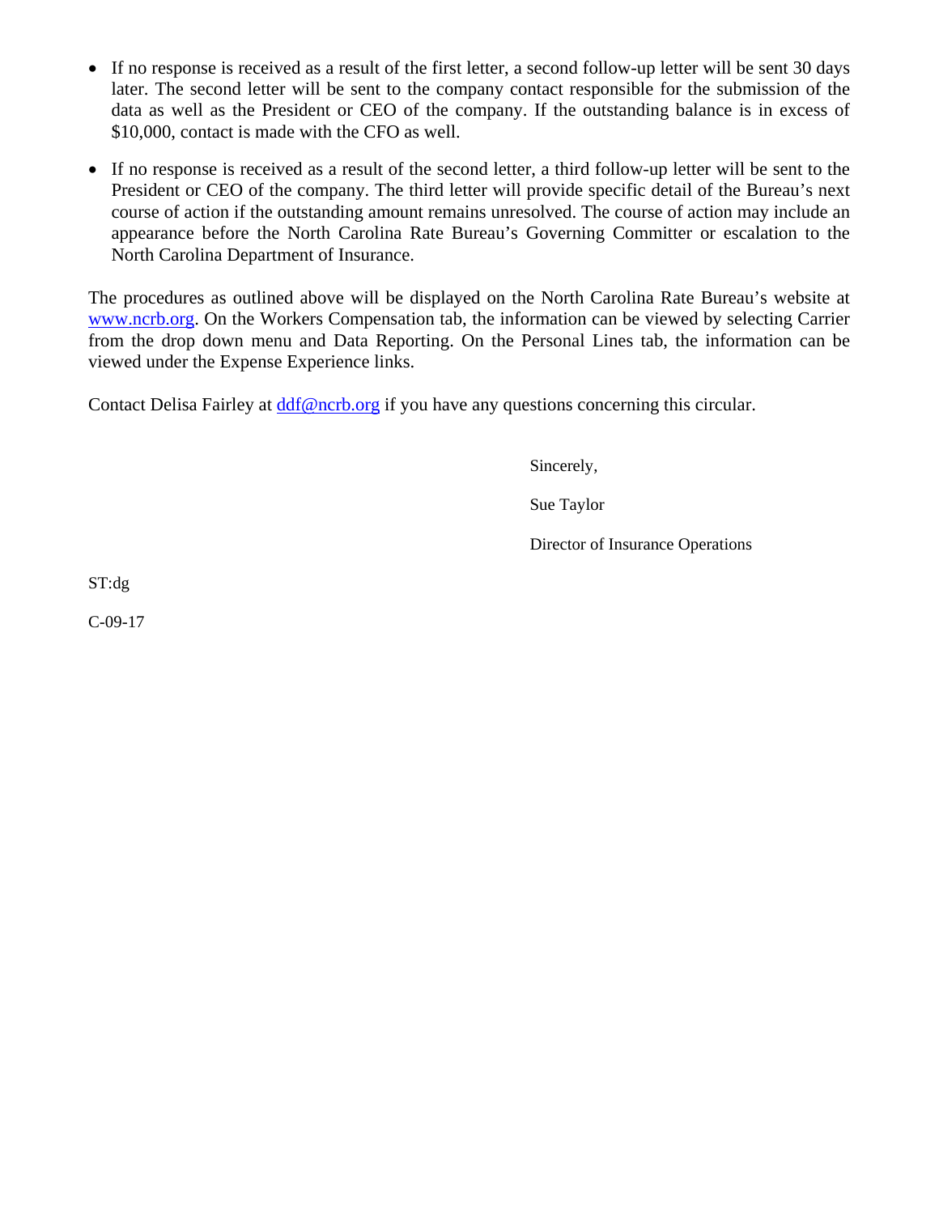- If no response is received as a result of the first letter, a second follow-up letter will be sent 30 days later. The second letter will be sent to the company contact responsible for the submission of the data as well as the President or CEO of the company. If the outstanding balance is in excess of $10,000, contact is made with the CFO as well.
- If no response is received as a result of the second letter, a third follow-up letter will be sent to the President or CEO of the company. The third letter will provide specific detail of the Bureau's next course of action if the outstanding amount remains unresolved. The course of action may include an appearance before the North Carolina Rate Bureau's Governing Committee or escalation to the North Carolina Department of Insurance.

The procedures as outlined above will be displayed on the North Carolina Rate Bureau's website at www.ncrb.org. On the Workers Compensation tab, the information can be viewed by selecting Carrier from the drop down menu and Data Reporting. On the Personal Lines tab, the information can be viewed under the Expense Experience links.

Contact Delisa Fairley at ddf@ncrb.org if you have any questions concerning this circular.

Sincerely,

Sue Taylor

Director of Insurance Operations

ST:dg

C-09-17